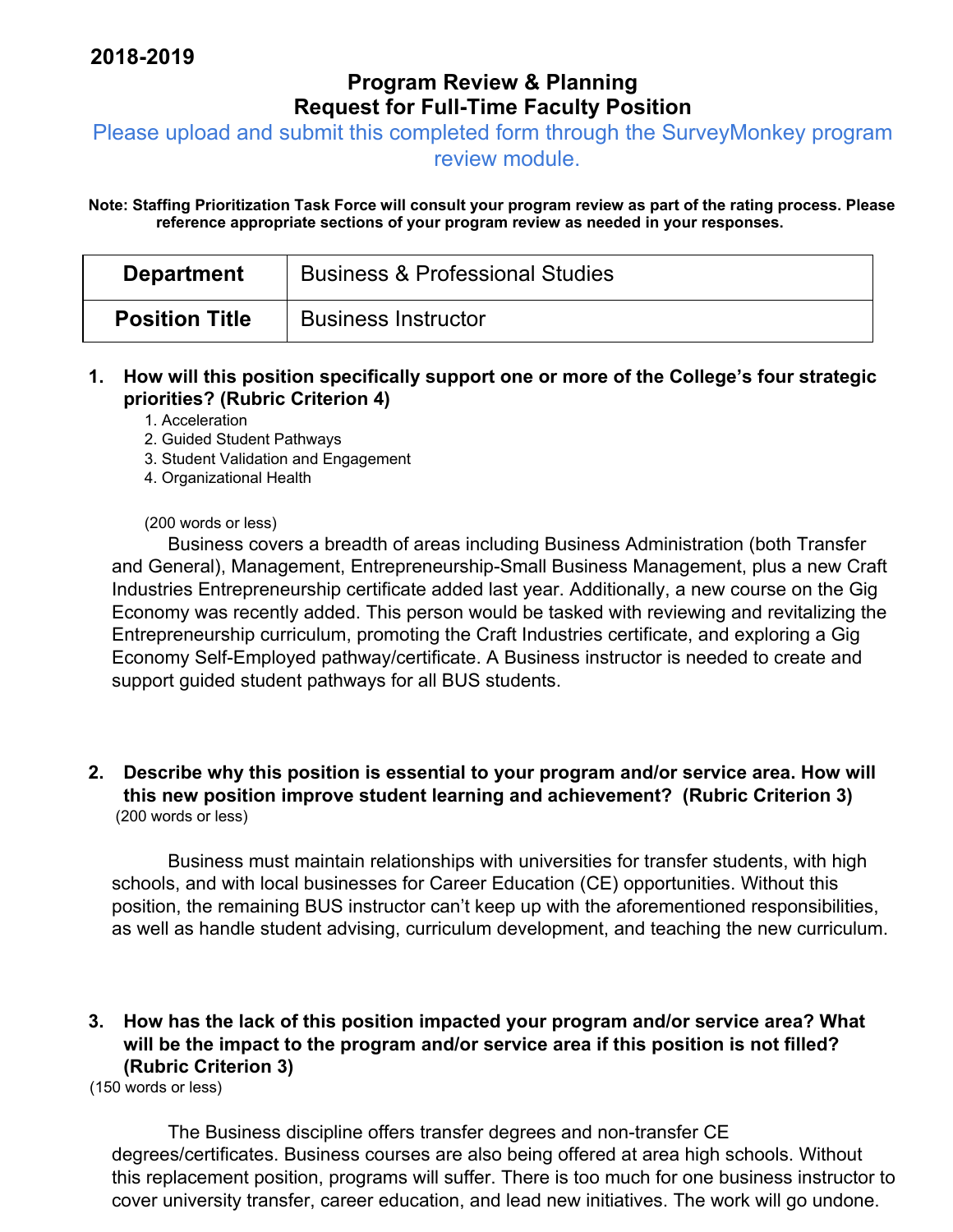**2018-2019**

## Program Review & Planning
## Request for Full-Time Faculty Position

Please upload and submit this completed form through the SurveyMonkey program review module.

**Note: Staffing Prioritization Task Force will consult your program review as part of the rating process. Please reference appropriate sections of your program review as needed in your responses.**

| **Department** | Business & Professional Studies |
|---|---|
| **Position Title** | Business Instructor |

1. **How will this position specifically support one or more of the College's four strategic priorities? (Rubric Criterion 4)**
   1. Acceleration
   2. Guided Student Pathways
   3. Student Validation and Engagement
   4. Organizational Health

   (200 words or less)

   Business covers a breadth of areas including Business Administration (both Transfer and General), Management, Entrepreneurship-Small Business Management, plus a new Craft Industries Entrepreneurship certificate added last year. Additionally, a new course on the Gig Economy was recently added. This person would be tasked with reviewing and revitalizing the Entrepreneurship curriculum, promoting the Craft Industries certificate, and exploring a Gig Economy Self-Employed pathway/certificate. A Business instructor is needed to create and support guided student pathways for all BUS students.

2. **Describe why this position is essential to your program and/or service area. How will this new position improve student learning and achievement? (Rubric Criterion 3)**
   (200 words or less)

   Business must maintain relationships with universities for transfer students, with high schools, and with local businesses for Career Education (CE) opportunities. Without this position, the remaining BUS instructor can't keep up with the aforementioned responsibilities, as well as handle student advising, curriculum development, and teaching the new curriculum.

3. **How has the lack of this position impacted your program and/or service area? What will be the impact to the program and/or service area if this position is not filled? (Rubric Criterion 3)**
   (150 words or less)

   The Business discipline offers transfer degrees and non-transfer CE degrees/certificates. Business courses are also being offered at area high schools. Without this replacement position, programs will suffer. There is too much for one business instructor to cover university transfer, career education, and lead new initiatives. The work will go undone.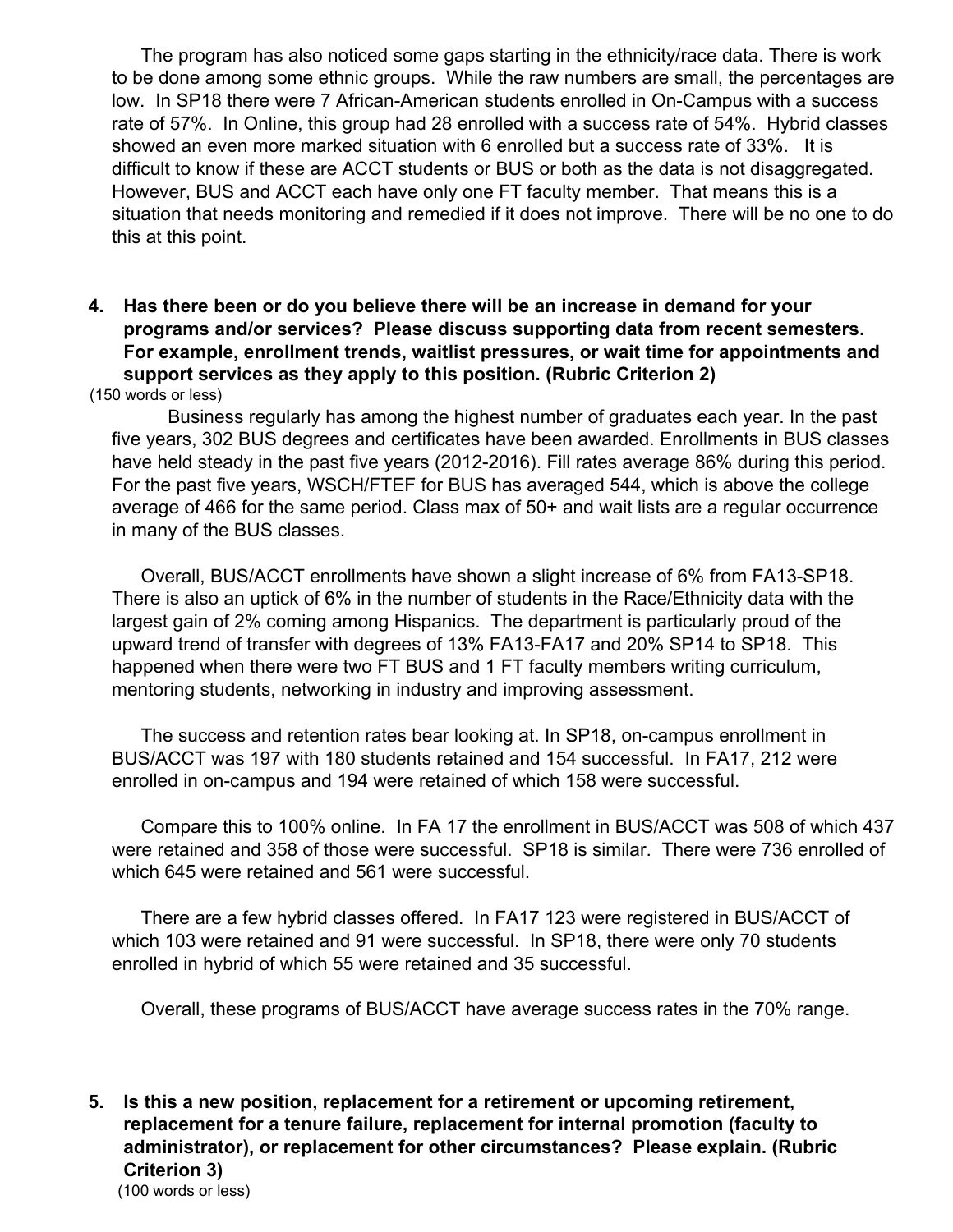The program has also noticed some gaps starting in the ethnicity/race data. There is work to be done among some ethnic groups. While the raw numbers are small, the percentages are low. In SP18 there were 7 African-American students enrolled in On-Campus with a success rate of 57%. In Online, this group had 28 enrolled with a success rate of 54%. Hybrid classes showed an even more marked situation with 6 enrolled but a success rate of 33%. It is difficult to know if these are ACCT students or BUS or both as the data is not disaggregated. However, BUS and ACCT each have only one FT faculty member. That means this is a situation that needs monitoring and remedied if it does not improve. There will be no one to do this at this point.

4. **Has there been or do you believe there will be an increase in demand for your programs and/or services? Please discuss supporting data from recent semesters. For example, enrollment trends, waitlist pressures, or wait time for appointments and support services as they apply to this position. (Rubric Criterion 2)**

(150 words or less)

Business regularly has among the highest number of graduates each year. In the past five years, 302 BUS degrees and certificates have been awarded. Enrollments in BUS classes have held steady in the past five years (2012-2016). Fill rates average 86% during this period. For the past five years, WSCH/FTEF for BUS has averaged 544, which is above the college average of 466 for the same period. Class max of 50+ and wait lists are a regular occurrence in many of the BUS classes.

Overall, BUS/ACCT enrollments have shown a slight increase of 6% from FA13-SP18. There is also an uptick of 6% in the number of students in the Race/Ethnicity data with the largest gain of 2% coming among Hispanics. The department is particularly proud of the upward trend of transfer with degrees of 13% FA13-FA17 and 20% SP14 to SP18. This happened when there were two FT BUS and 1 FT faculty members writing curriculum, mentoring students, networking in industry and improving assessment.

The success and retention rates bear looking at. In SP18, on-campus enrollment in BUS/ACCT was 197 with 180 students retained and 154 successful. In FA17, 212 were enrolled in on-campus and 194 were retained of which 158 were successful.

Compare this to 100% online. In FA 17 the enrollment in BUS/ACCT was 508 of which 437 were retained and 358 of those were successful. SP18 is similar. There were 736 enrolled of which 645 were retained and 561 were successful.

There are a few hybrid classes offered. In FA17 123 were registered in BUS/ACCT of which 103 were retained and 91 were successful. In SP18, there were only 70 students enrolled in hybrid of which 55 were retained and 35 successful.

Overall, these programs of BUS/ACCT have average success rates in the 70% range.

5. **Is this a new position, replacement for a retirement or upcoming retirement, replacement for a tenure failure, replacement for internal promotion (faculty to administrator), or replacement for other circumstances? Please explain. (Rubric Criterion 3)**

(100 words or less)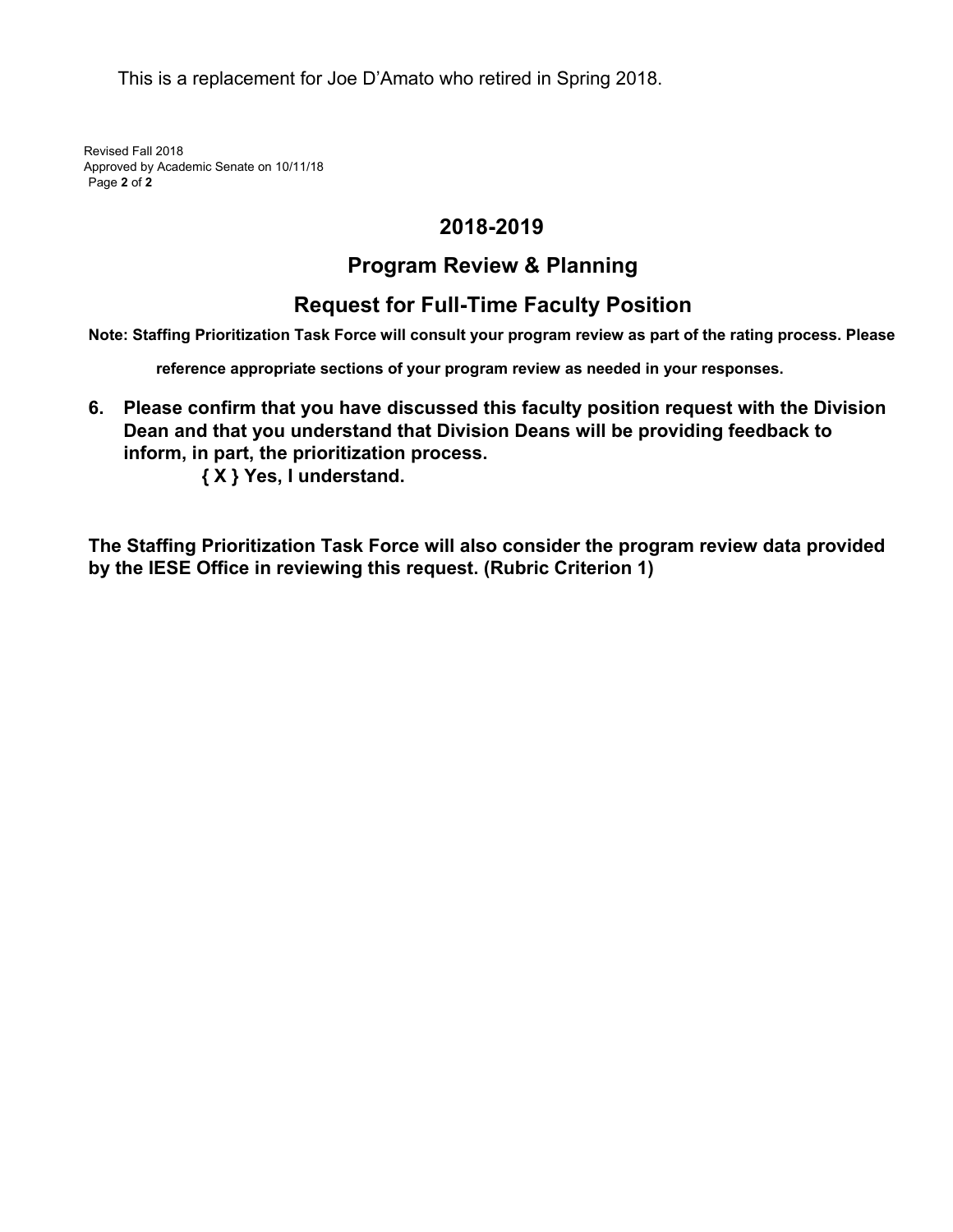This is a replacement for Joe D'Amato who retired in Spring 2018.

## 2018-2019

## Program Review & Planning

## Request for Full-Time Faculty Position

**Note: Staffing Prioritization Task Force will consult your program review as part of the rating process. Please reference appropriate sections of your program review as needed in your responses.**

6. **Please confirm that you have discussed this faculty position request with the Division Dean and that you understand that Division Deans will be providing feedback to inform, in part, the prioritization process.**
   **{ X } Yes, I understand.**

**The Staffing Prioritization Task Force will also consider the program review data provided by the IESE Office in reviewing this request. (Rubric Criterion 1)**